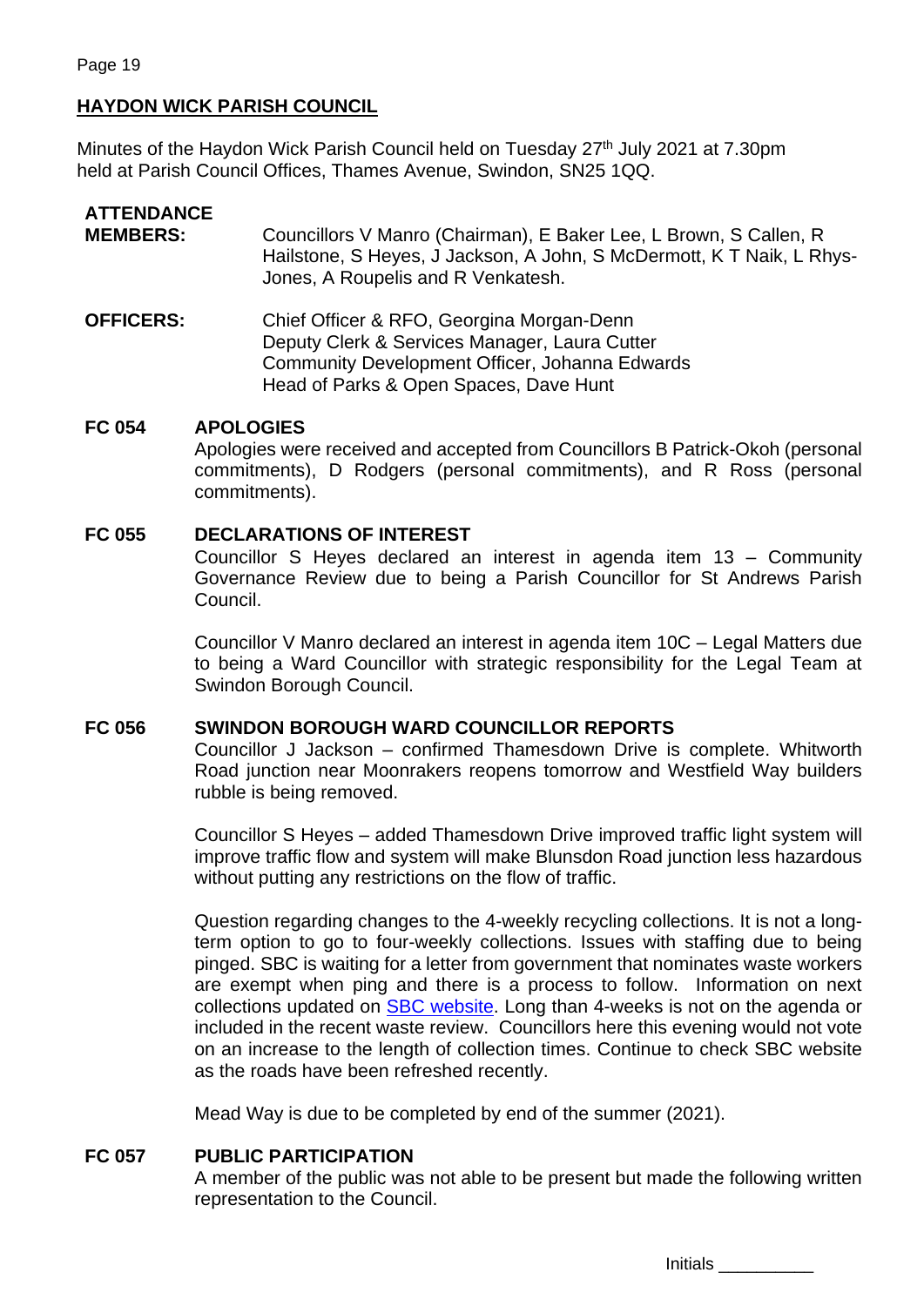# HAYDON WICK PARISH COUNCIL

Minutes of the Haydon Wick Parish Council held on Tuesday 27th July 2021 at 7.30pm held at Parish Council Offices, Thames Avenue, Swindon, SN25 1QQ.

**ATTENDANCE**

**MEMBERS:** Councillors V Manro (Chairman), E Baker Lee, L Brown, S Callen, R Hailstone, S Heyes, J Jackson, A John, S McDermott, K T Naik, L Rhys-Jones, A Roupelis and R Venkatesh.

**OFFICERS:** Chief Officer & RFO, Georgina Morgan-Denn
Deputy Clerk & Services Manager, Laura Cutter
Community Development Officer, Johanna Edwards
Head of Parks & Open Spaces, Dave Hunt

**FC 054 APOLOGIES**

Apologies were received and accepted from Councillors B Patrick-Okoh (personal commitments), D Rodgers (personal commitments), and R Ross (personal commitments).

**FC 055 DECLARATIONS OF INTEREST**

Councillor S Heyes declared an interest in agenda item 13 – Community Governance Review due to being a Parish Councillor for St Andrews Parish Council.

Councillor V Manro declared an interest in agenda item 10C – Legal Matters due to being a Ward Councillor with strategic responsibility for the Legal Team at Swindon Borough Council.

**FC 056 SWINDON BOROUGH WARD COUNCILLOR REPORTS**

Councillor J Jackson – confirmed Thamesdown Drive is complete. Whitworth Road junction near Moonrakers reopens tomorrow and Westfield Way builders rubble is being removed.

Councillor S Heyes – added Thamesdown Drive improved traffic light system will improve traffic flow and system will make Blunsdon Road junction less hazardous without putting any restrictions on the flow of traffic.

Question regarding changes to the 4-weekly recycling collections. It is not a long-term option to go to four-weekly collections. Issues with staffing due to being pinged. SBC is waiting for a letter from government that nominates waste workers are exempt when ping and there is a process to follow. Information on next collections updated on SBC website. Long than 4-weeks is not on the agenda or included in the recent waste review. Councillors here this evening would not vote on an increase to the length of collection times. Continue to check SBC website as the roads have been refreshed recently.

Mead Way is due to be completed by end of the summer (2021).

**FC 057 PUBLIC PARTICIPATION**

A member of the public was not able to be present but made the following written representation to the Council.

Initials __________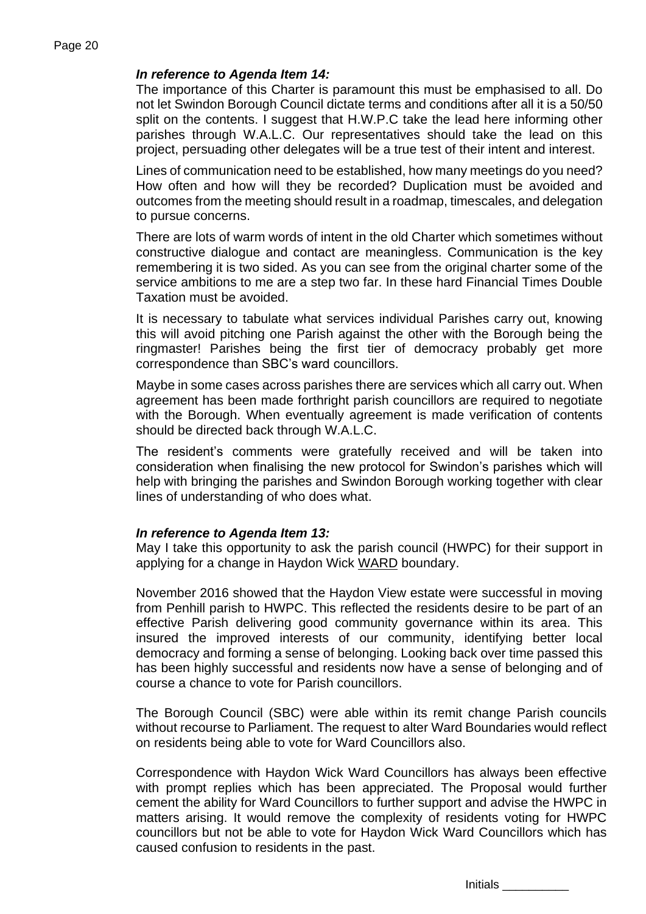***In reference to Agenda Item 14:***

The importance of this Charter is paramount this must be emphasised to all. Do not let Swindon Borough Council dictate terms and conditions after all it is a 50/50 split on the contents. I suggest that H.W.P.C take the lead here informing other parishes through W.A.L.C. Our representatives should take the lead on this project, persuading other delegates will be a true test of their intent and interest.

Lines of communication need to be established, how many meetings do you need? How often and how will they be recorded? Duplication must be avoided and outcomes from the meeting should result in a roadmap, timescales, and delegation to pursue concerns.

There are lots of warm words of intent in the old Charter which sometimes without constructive dialogue and contact are meaningless. Communication is the key remembering it is two sided. As you can see from the original charter some of the service ambitions to me are a step two far. In these hard Financial Times Double Taxation must be avoided.

It is necessary to tabulate what services individual Parishes carry out, knowing this will avoid pitching one Parish against the other with the Borough being the ringmaster! Parishes being the first tier of democracy probably get more correspondence than SBC's ward councillors.

Maybe in some cases across parishes there are services which all carry out. When agreement has been made forthright parish councillors are required to negotiate with the Borough. When eventually agreement is made verification of contents should be directed back through W.A.L.C.

The resident's comments were gratefully received and will be taken into consideration when finalising the new protocol for Swindon's parishes which will help with bringing the parishes and Swindon Borough working together with clear lines of understanding of who does what.

***In reference to Agenda Item 13:***

May I take this opportunity to ask the parish council (HWPC) for their support in applying for a change in Haydon Wick WARD boundary.

November 2016 showed that the Haydon View estate were successful in moving from Penhill parish to HWPC. This reflected the residents desire to be part of an effective Parish delivering good community governance within its area. This insured the improved interests of our community, identifying better local democracy and forming a sense of belonging. Looking back over time passed this has been highly successful and residents now have a sense of belonging and of course a chance to vote for Parish councillors.

The Borough Council (SBC) were able within its remit change Parish councils without recourse to Parliament. The request to alter Ward Boundaries would reflect on residents being able to vote for Ward Councillors also.

Correspondence with Haydon Wick Ward Councillors has always been effective with prompt replies which has been appreciated. The Proposal would further cement the ability for Ward Councillors to further support and advise the HWPC in matters arising. It would remove the complexity of residents voting for HWPC councillors but not be able to vote for Haydon Wick Ward Councillors which has caused confusion to residents in the past.

Initials __________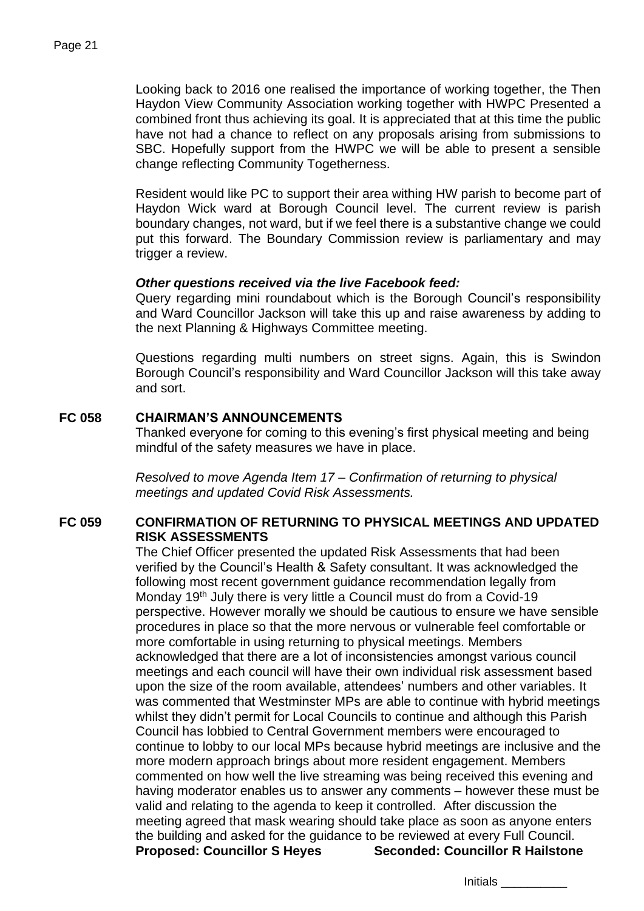Looking back to 2016 one realised the importance of working together, the Then Haydon View Community Association working together with HWPC Presented a combined front thus achieving its goal. It is appreciated that at this time the public have not had a chance to reflect on any proposals arising from submissions to SBC. Hopefully support from the HWPC we will be able to present a sensible change reflecting Community Togetherness.

Resident would like PC to support their area withing HW parish to become part of Haydon Wick ward at Borough Council level. The current review is parish boundary changes, not ward, but if we feel there is a substantive change we could put this forward. The Boundary Commission review is parliamentary and may trigger a review.

***Other questions received via the live Facebook feed:***

Query regarding mini roundabout which is the Borough Council's responsibility and Ward Councillor Jackson will take this up and raise awareness by adding to the next Planning & Highways Committee meeting.

Questions regarding multi numbers on street signs. Again, this is Swindon Borough Council's responsibility and Ward Councillor Jackson will this take away and sort.

## FC 058 CHAIRMAN'S ANNOUNCEMENTS

Thanked everyone for coming to this evening's first physical meeting and being mindful of the safety measures we have in place.

*Resolved to move Agenda Item 17 – Confirmation of returning to physical meetings and updated Covid Risk Assessments.*

## FC 059 CONFIRMATION OF RETURNING TO PHYSICAL MEETINGS AND UPDATED RISK ASSESSMENTS

The Chief Officer presented the updated Risk Assessments that had been verified by the Council's Health & Safety consultant. It was acknowledged the following most recent government guidance recommendation legally from Monday 19th July there is very little a Council must do from a Covid-19 perspective. However morally we should be cautious to ensure we have sensible procedures in place so that the more nervous or vulnerable feel comfortable or more comfortable in using returning to physical meetings. Members acknowledged that there are a lot of inconsistencies amongst various council meetings and each council will have their own individual risk assessment based upon the size of the room available, attendees' numbers and other variables. It was commented that Westminster MPs are able to continue with hybrid meetings whilst they didn't permit for Local Councils to continue and although this Parish Council has lobbied to Central Government members were encouraged to continue to lobby to our local MPs because hybrid meetings are inclusive and the more modern approach brings about more resident engagement. Members commented on how well the live streaming was being received this evening and having moderator enables us to answer any comments – however these must be valid and relating to the agenda to keep it controlled. After discussion the meeting agreed that mask wearing should take place as soon as anyone enters the building and asked for the guidance to be reviewed at every Full Council.

**Proposed: Councillor S Heyes Seconded: Councillor R Hailstone**

Initials __________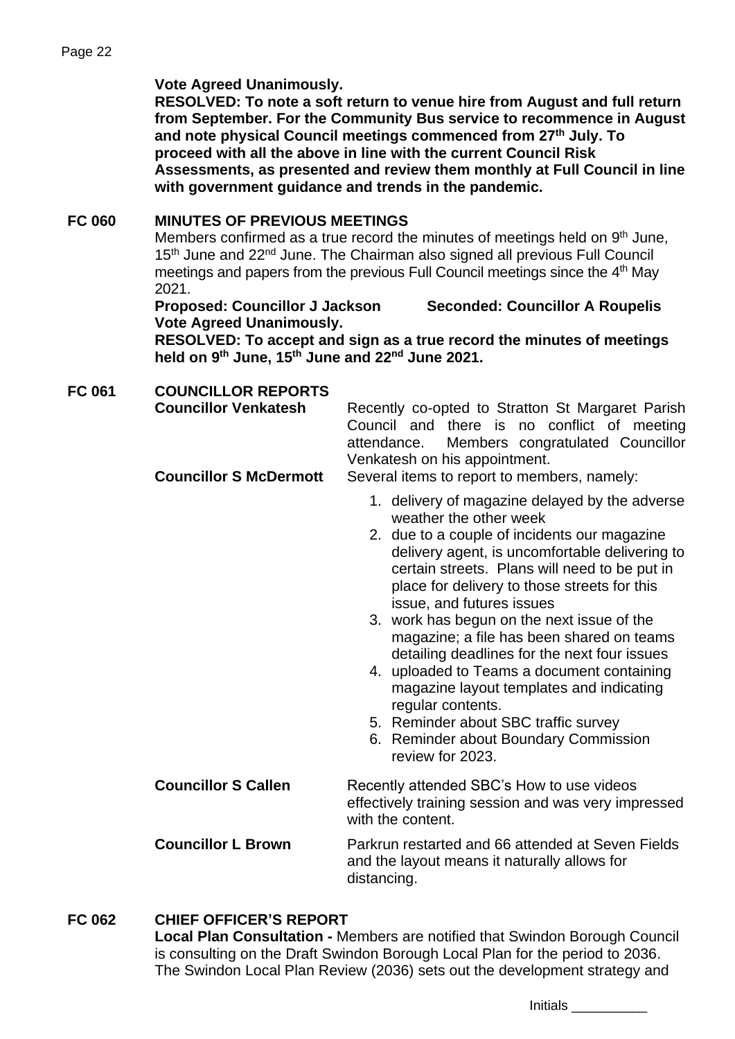**Vote Agreed Unanimously.**
**RESOLVED: To note a soft return to venue hire from August and full return from September. For the Community Bus service to recommence in August and note physical Council meetings commenced from 27th July. To proceed with all the above in line with the current Council Risk Assessments, as presented and review them monthly at Full Council in line with government guidance and trends in the pandemic.**

**FC 060 MINUTES OF PREVIOUS MEETINGS**

Members confirmed as a true record the minutes of meetings held on 9th June, 15th June and 22nd June. The Chairman also signed all previous Full Council meetings and papers from the previous Full Council meetings since the 4th May 2021.

**Proposed: Councillor J Jackson Seconded: Councillor A Roupelis**
**Vote Agreed Unanimously.**
**RESOLVED: To accept and sign as a true record the minutes of meetings held on 9th June, 15th June and 22nd June 2021.**

**FC 061 COUNCILLOR REPORTS**

**Councillor Venkatesh** — Recently co-opted to Stratton St Margaret Parish Council and there is no conflict of meeting attendance. Members congratulated Councillor Venkatesh on his appointment.

**Councillor S McDermott** — Several items to report to members, namely:

1. delivery of magazine delayed by the adverse weather the other week
2. due to a couple of incidents our magazine delivery agent, is uncomfortable delivering to certain streets. Plans will need to be put in place for delivery to those streets for this issue, and futures issues
3. work has begun on the next issue of the magazine; a file has been shared on teams detailing deadlines for the next four issues
4. uploaded to Teams a document containing magazine layout templates and indicating regular contents.
5. Reminder about SBC traffic survey
6. Reminder about Boundary Commission review for 2023.

**Councillor S Callen** — Recently attended SBC's How to use videos effectively training session and was very impressed with the content.

**Councillor L Brown** — Parkrun restarted and 66 attended at Seven Fields and the layout means it naturally allows for distancing.

**FC 062 CHIEF OFFICER'S REPORT**

**Local Plan Consultation -** Members are notified that Swindon Borough Council is consulting on the Draft Swindon Borough Local Plan for the period to 2036. The Swindon Local Plan Review (2036) sets out the development strategy and

Initials __________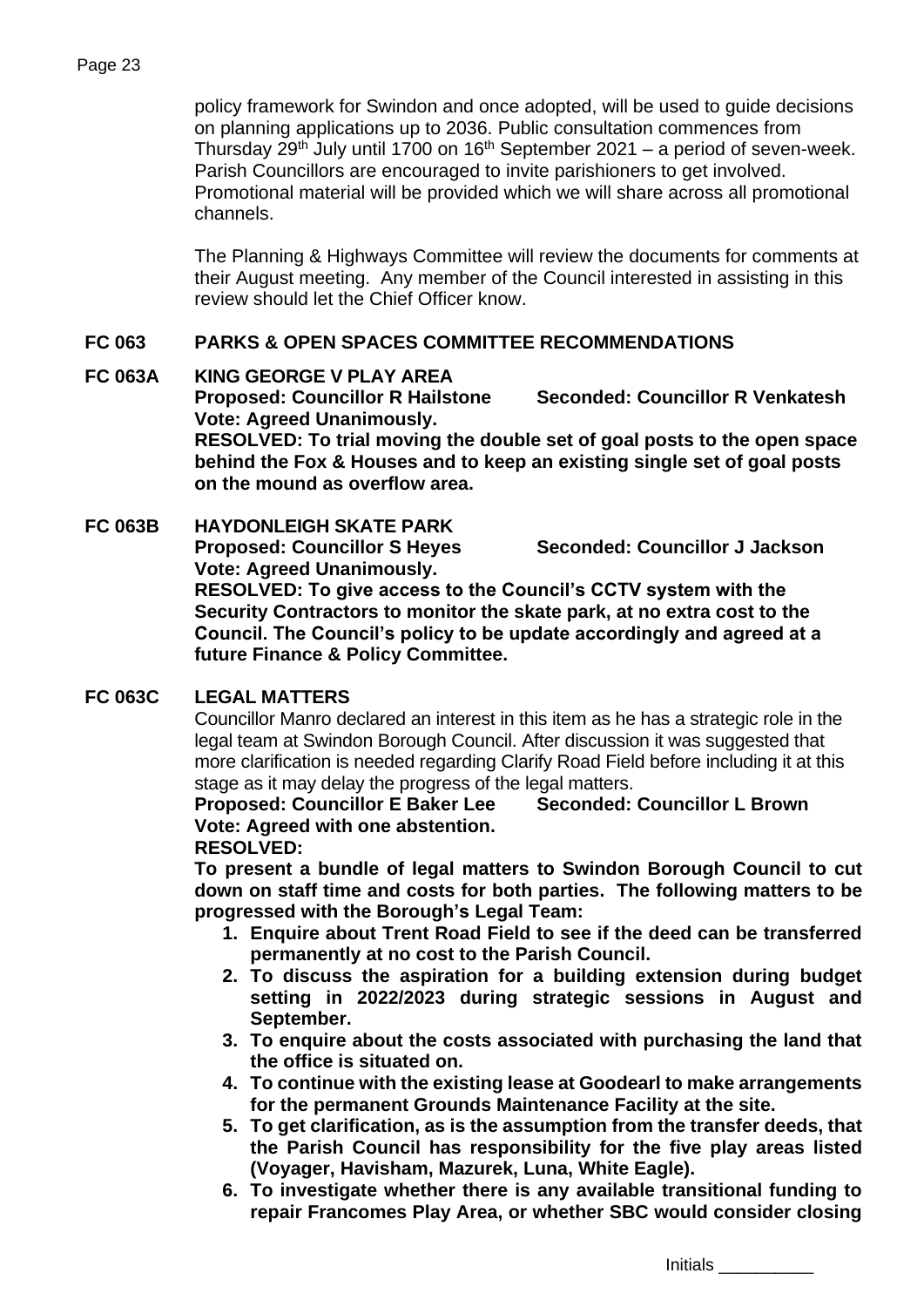policy framework for Swindon and once adopted, will be used to guide decisions on planning applications up to 2036. Public consultation commences from Thursday 29th July until 1700 on 16th September 2021 – a period of seven-week. Parish Councillors are encouraged to invite parishioners to get involved. Promotional material will be provided which we will share across all promotional channels.

The Planning & Highways Committee will review the documents for comments at their August meeting. Any member of the Council interested in assisting in this review should let the Chief Officer know.

## FC 063 PARKS & OPEN SPACES COMMITTEE RECOMMENDATIONS

### FC 063A KING GEORGE V PLAY AREA

**Proposed: Councillor R Hailstone Seconded: Councillor R Venkatesh**
**Vote: Agreed Unanimously.**
**RESOLVED: To trial moving the double set of goal posts to the open space behind the Fox & Houses and to keep an existing single set of goal posts on the mound as overflow area.**

### FC 063B HAYDONLEIGH SKATE PARK

**Proposed: Councillor S Heyes Seconded: Councillor J Jackson**
**Vote: Agreed Unanimously.**
**RESOLVED: To give access to the Council's CCTV system with the Security Contractors to monitor the skate park, at no extra cost to the Council. The Council's policy to be update accordingly and agreed at a future Finance & Policy Committee.**

### FC 063C LEGAL MATTERS

Councillor Manro declared an interest in this item as he has a strategic role in the legal team at Swindon Borough Council. After discussion it was suggested that more clarification is needed regarding Clarify Road Field before including it at this stage as it may delay the progress of the legal matters.

**Proposed: Councillor E Baker Lee Seconded: Councillor L Brown**
**Vote: Agreed with one abstention.**
**RESOLVED:**

**To present a bundle of legal matters to Swindon Borough Council to cut down on staff time and costs for both parties. The following matters to be progressed with the Borough's Legal Team:**

1. **Enquire about Trent Road Field to see if the deed can be transferred permanently at no cost to the Parish Council.**
2. **To discuss the aspiration for a building extension during budget setting in 2022/2023 during strategic sessions in August and September.**
3. **To enquire about the costs associated with purchasing the land that the office is situated on.**
4. **To continue with the existing lease at Goodearl to make arrangements for the permanent Grounds Maintenance Facility at the site.**
5. **To get clarification, as is the assumption from the transfer deeds, that the Parish Council has responsibility for the five play areas listed (Voyager, Havisham, Mazurek, Luna, White Eagle).**
6. **To investigate whether there is any available transitional funding to repair Francomes Play Area, or whether SBC would consider closing**

Initials __________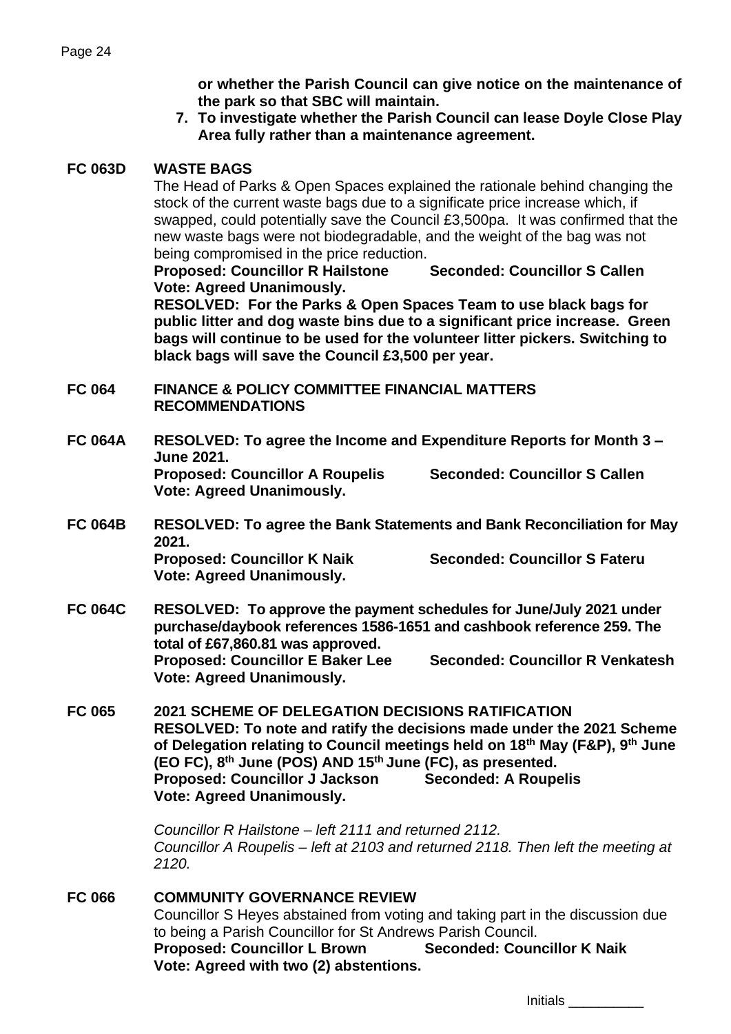**or whether the Parish Council can give notice on the maintenance of the park so that SBC will maintain.**

7. **To investigate whether the Parish Council can lease Doyle Close Play Area fully rather than a maintenance agreement.**

**FC 063D WASTE BAGS**

The Head of Parks & Open Spaces explained the rationale behind changing the stock of the current waste bags due to a significate price increase which, if swapped, could potentially save the Council £3,500pa. It was confirmed that the new waste bags were not biodegradable, and the weight of the bag was not being compromised in the price reduction.

**Proposed: Councillor R Hailstone Seconded: Councillor S Callen**
**Vote: Agreed Unanimously.**

**RESOLVED: For the Parks & Open Spaces Team to use black bags for public litter and dog waste bins due to a significant price increase. Green bags will continue to be used for the volunteer litter pickers. Switching to black bags will save the Council £3,500 per year.**

**FC 064 FINANCE & POLICY COMMITTEE FINANCIAL MATTERS RECOMMENDATIONS**

**FC 064A RESOLVED: To agree the Income and Expenditure Reports for Month 3 – June 2021.**
**Proposed: Councillor A Roupelis Seconded: Councillor S Callen**
**Vote: Agreed Unanimously.**

**FC 064B RESOLVED: To agree the Bank Statements and Bank Reconciliation for May 2021.**
**Proposed: Councillor K Naik Seconded: Councillor S Fateru**
**Vote: Agreed Unanimously.**

**FC 064C RESOLVED: To approve the payment schedules for June/July 2021 under purchase/daybook references 1586-1651 and cashbook reference 259. The total of £67,860.81 was approved.**
**Proposed: Councillor E Baker Lee Seconded: Councillor R Venkatesh**
**Vote: Agreed Unanimously.**

**FC 065 2021 SCHEME OF DELEGATION DECISIONS RATIFICATION**
**RESOLVED: To note and ratify the decisions made under the 2021 Scheme of Delegation relating to Council meetings held on 18th May (F&P), 9th June (EO FC), 8th June (POS) AND 15th June (FC), as presented.**
**Proposed: Councillor J Jackson Seconded: A Roupelis**
**Vote: Agreed Unanimously.**

*Councillor R Hailstone – left 2111 and returned 2112.*
*Councillor A Roupelis – left at 2103 and returned 2118. Then left the meeting at 2120.*

**FC 066 COMMUNITY GOVERNANCE REVIEW**

Councillor S Heyes abstained from voting and taking part in the discussion due to being a Parish Councillor for St Andrews Parish Council.

**Proposed: Councillor L Brown Seconded: Councillor K Naik**
**Vote: Agreed with two (2) abstentions.**

Initials __________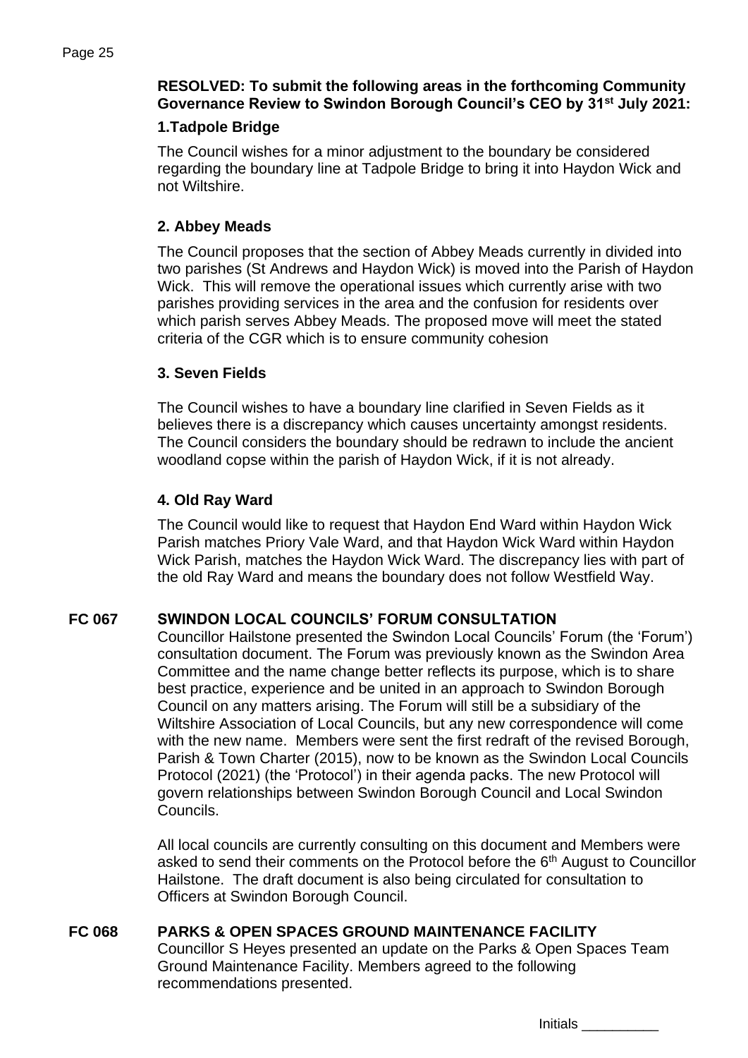**RESOLVED: To submit the following areas in the forthcoming Community Governance Review to Swindon Borough Council's CEO by 31st July 2021:**

**1.Tadpole Bridge**

The Council wishes for a minor adjustment to the boundary be considered regarding the boundary line at Tadpole Bridge to bring it into Haydon Wick and not Wiltshire.

**2. Abbey Meads**

The Council proposes that the section of Abbey Meads currently in divided into two parishes (St Andrews and Haydon Wick) is moved into the Parish of Haydon Wick. This will remove the operational issues which currently arise with two parishes providing services in the area and the confusion for residents over which parish serves Abbey Meads. The proposed move will meet the stated criteria of the CGR which is to ensure community cohesion

**3. Seven Fields**

The Council wishes to have a boundary line clarified in Seven Fields as it believes there is a discrepancy which causes uncertainty amongst residents. The Council considers the boundary should be redrawn to include the ancient woodland copse within the parish of Haydon Wick, if it is not already.

**4. Old Ray Ward**

The Council would like to request that Haydon End Ward within Haydon Wick Parish matches Priory Vale Ward, and that Haydon Wick Ward within Haydon Wick Parish, matches the Haydon Wick Ward. The discrepancy lies with part of the old Ray Ward and means the boundary does not follow Westfield Way.

**FC 067 SWINDON LOCAL COUNCILS' FORUM CONSULTATION**

Councillor Hailstone presented the Swindon Local Councils' Forum (the 'Forum') consultation document. The Forum was previously known as the Swindon Area Committee and the name change better reflects its purpose, which is to share best practice, experience and be united in an approach to Swindon Borough Council on any matters arising. The Forum will still be a subsidiary of the Wiltshire Association of Local Councils, but any new correspondence will come with the new name. Members were sent the first redraft of the revised Borough, Parish & Town Charter (2015), now to be known as the Swindon Local Councils Protocol (2021) (the 'Protocol') in their agenda packs. The new Protocol will govern relationships between Swindon Borough Council and Local Swindon Councils.

All local councils are currently consulting on this document and Members were asked to send their comments on the Protocol before the 6th August to Councillor Hailstone. The draft document is also being circulated for consultation to Officers at Swindon Borough Council.

**FC 068 PARKS & OPEN SPACES GROUND MAINTENANCE FACILITY**

Councillor S Heyes presented an update on the Parks & Open Spaces Team Ground Maintenance Facility. Members agreed to the following recommendations presented.

Initials __________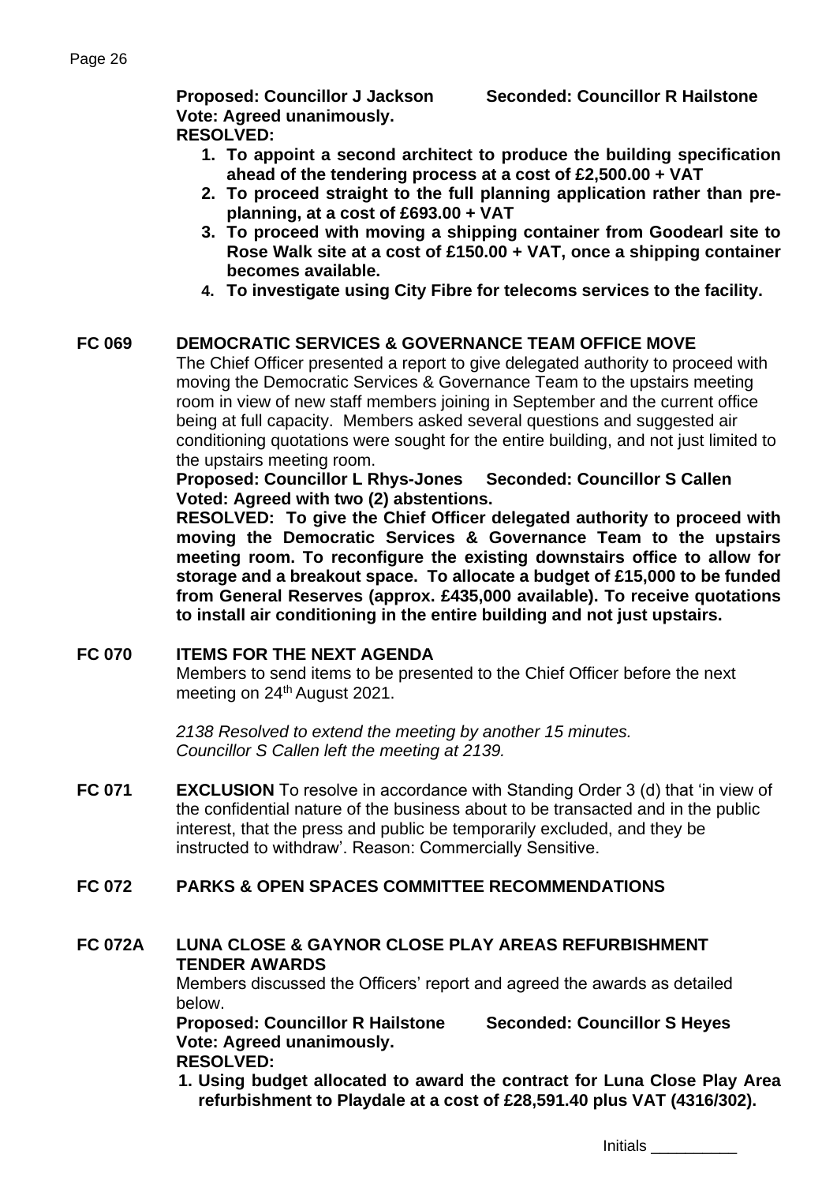**Proposed: Councillor J Jackson Seconded: Councillor R Hailstone**
**Vote: Agreed unanimously.**
**RESOLVED:**

1. **To appoint a second architect to produce the building specification ahead of the tendering process at a cost of £2,500.00 + VAT**
2. **To proceed straight to the full planning application rather than pre-planning, at a cost of £693.00 + VAT**
3. **To proceed with moving a shipping container from Goodearl site to Rose Walk site at a cost of £150.00 + VAT, once a shipping container becomes available.**
4. **To investigate using City Fibre for telecoms services to the facility.**

## FC 069 DEMOCRATIC SERVICES & GOVERNANCE TEAM OFFICE MOVE

The Chief Officer presented a report to give delegated authority to proceed with moving the Democratic Services & Governance Team to the upstairs meeting room in view of new staff members joining in September and the current office being at full capacity. Members asked several questions and suggested air conditioning quotations were sought for the entire building, and not just limited to the upstairs meeting room.

**Proposed: Councillor L Rhys-Jones Seconded: Councillor S Callen**
**Voted: Agreed with two (2) abstentions.**
**RESOLVED: To give the Chief Officer delegated authority to proceed with moving the Democratic Services & Governance Team to the upstairs meeting room. To reconfigure the existing downstairs office to allow for storage and a breakout space. To allocate a budget of £15,000 to be funded from General Reserves (approx. £435,000 available). To receive quotations to install air conditioning in the entire building and not just upstairs.**

## FC 070 ITEMS FOR THE NEXT AGENDA

Members to send items to be presented to the Chief Officer before the next meeting on 24th August 2021.

*2138 Resolved to extend the meeting by another 15 minutes.*
*Councillor S Callen left the meeting at 2139.*

**FC 071 EXCLUSION** To resolve in accordance with Standing Order 3 (d) that 'in view of the confidential nature of the business about to be transacted and in the public interest, that the press and public be temporarily excluded, and they be instructed to withdraw'. Reason: Commercially Sensitive.

## FC 072 PARKS & OPEN SPACES COMMITTEE RECOMMENDATIONS

## FC 072A LUNA CLOSE & GAYNOR CLOSE PLAY AREAS REFURBISHMENT TENDER AWARDS

Members discussed the Officers' report and agreed the awards as detailed below.

**Proposed: Councillor R Hailstone Seconded: Councillor S Heyes**
**Vote: Agreed unanimously.**
**RESOLVED:**

1. **Using budget allocated to award the contract for Luna Close Play Area refurbishment to Playdale at a cost of £28,591.40 plus VAT (4316/302).**

Initials __________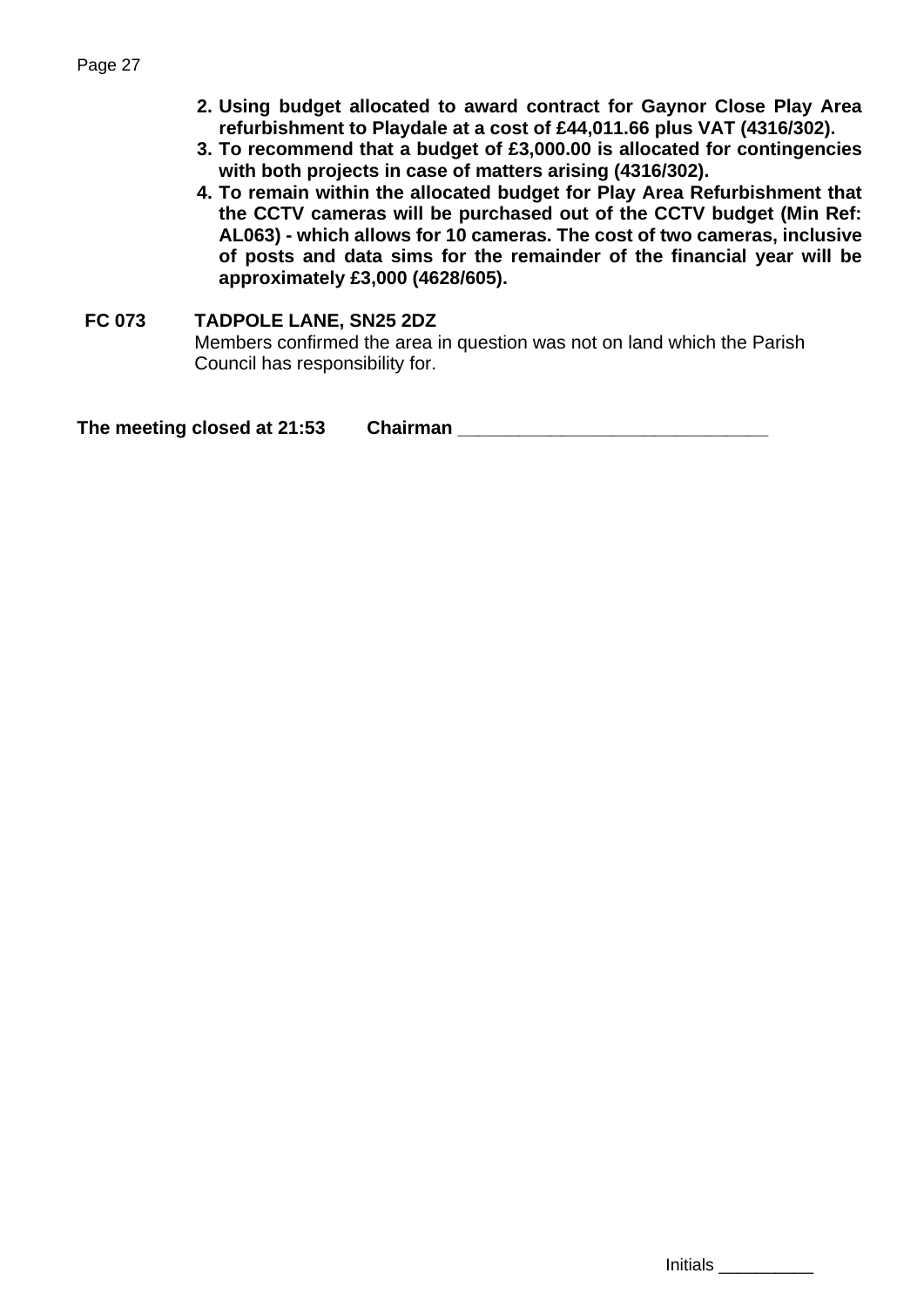2. **Using budget allocated to award contract for Gaynor Close Play Area refurbishment to Playdale at a cost of £44,011.66 plus VAT (4316/302).**
3. **To recommend that a budget of £3,000.00 is allocated for contingencies with both projects in case of matters arising (4316/302).**
4. **To remain within the allocated budget for Play Area Refurbishment that the CCTV cameras will be purchased out of the CCTV budget (Min Ref: AL063) - which allows for 10 cameras. The cost of two cameras, inclusive of posts and data sims for the remainder of the financial year will be approximately £3,000 (4628/605).**

**FC 073 TADPOLE LANE, SN25 2DZ**

Members confirmed the area in question was not on land which the Parish Council has responsibility for.

**The meeting closed at 21:53 Chairman ______________________________**

Initials __________